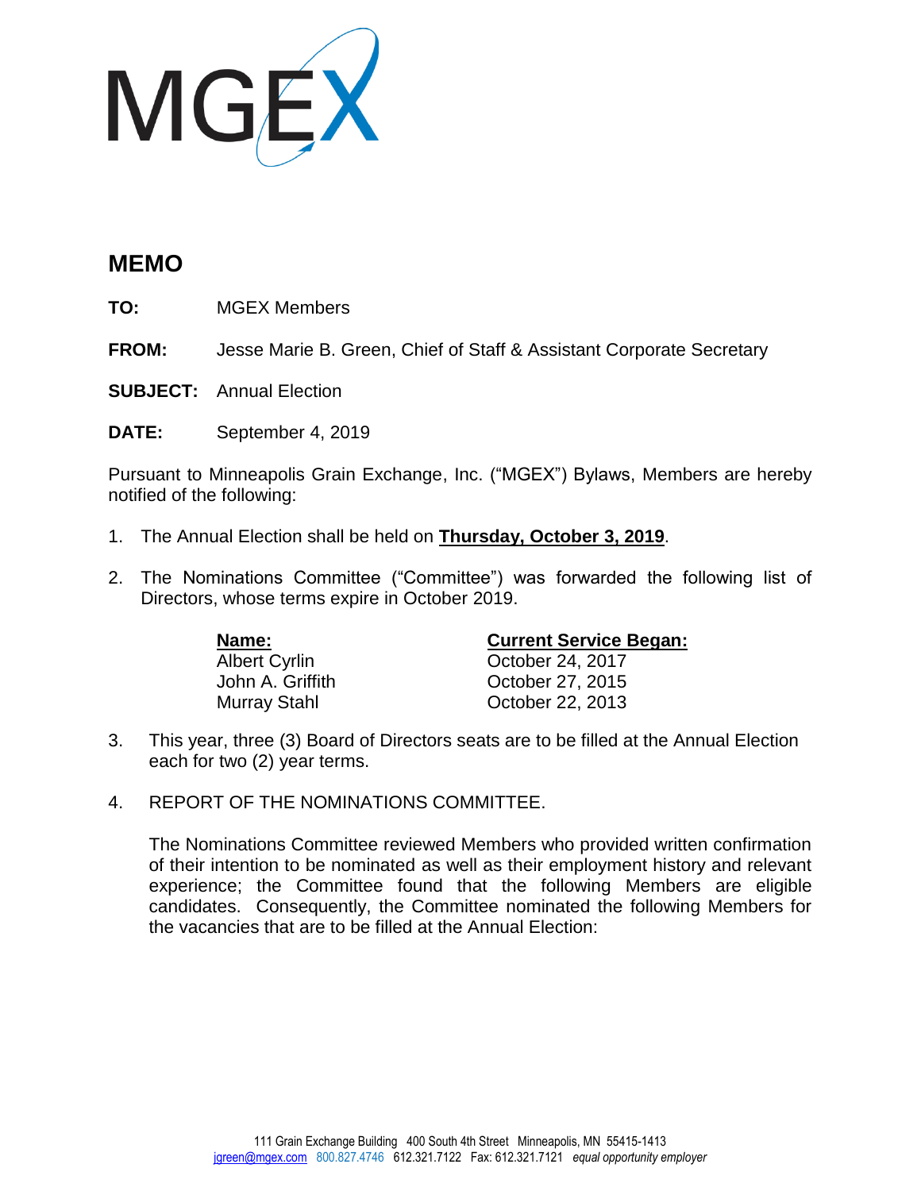MGEX

## MEMO

**TO:** MGEX Members

**FROM:** Jesse Marie B. Green, Chief of Staff & Assistant Corporate Secretary

**SUBJECT:** Annual Election

**DATE:** September 4, 2019

Pursuant to Minneapolis Grain Exchange, Inc. ("MGEX") Bylaws, Members are hereby notified of the following:

1. The Annual Election shall be held on **Thursday, October 3, 2019**.

2. The Nominations Committee ("Committee") was forwarded the following list of Directors, whose terms expire in October 2019.

| **Name:** | **Current Service Began:** |
|---|---|
| Albert Cyrlin | October 24, 2017 |
| John A. Griffith | October 27, 2015 |
| Murray Stahl | October 22, 2013 |

3. This year, three (3) Board of Directors seats are to be filled at the Annual Election each for two (2) year terms.

4. REPORT OF THE NOMINATIONS COMMITTEE.

   The Nominations Committee reviewed Members who provided written confirmation of their intention to be nominated as well as their employment history and relevant experience; the Committee found that the following Members are eligible candidates. Consequently, the Committee nominated the following Members for the vacancies that are to be filled at the Annual Election:

111 Grain Exchange Building 400 South 4th Street Minneapolis, MN 55415-1413
jgreen@mgex.com 800.827.4746 612.321.7122 Fax: 612.321.7121 *equal opportunity employer*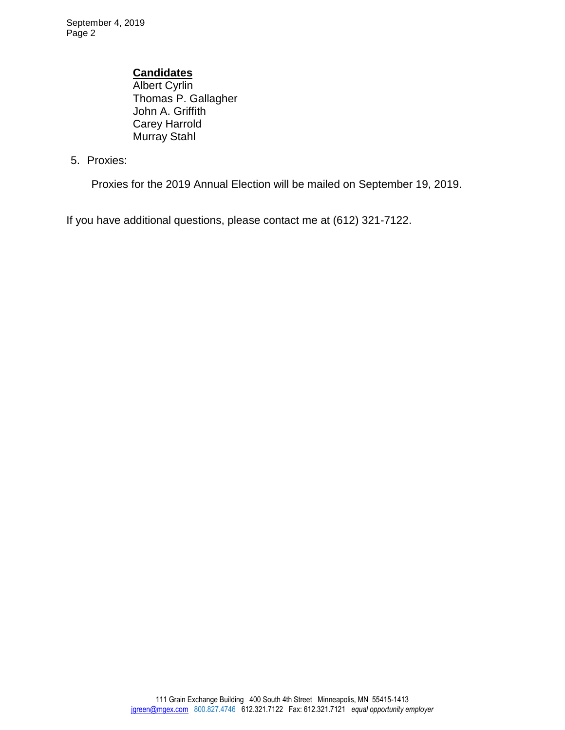**Candidates**

Albert Cyrlin
Thomas P. Gallagher
John A. Griffith
Carey Harrold
Murray Stahl

5. Proxies:

   Proxies for the 2019 Annual Election will be mailed on September 19, 2019.

If you have additional questions, please contact me at (612) 321-7122.

111 Grain Exchange Building 400 South 4th Street Minneapolis, MN 55415-1413
jgreen@mgex.com 800.827.4746 612.321.7122 Fax: 612.321.7121 *equal opportunity employer*